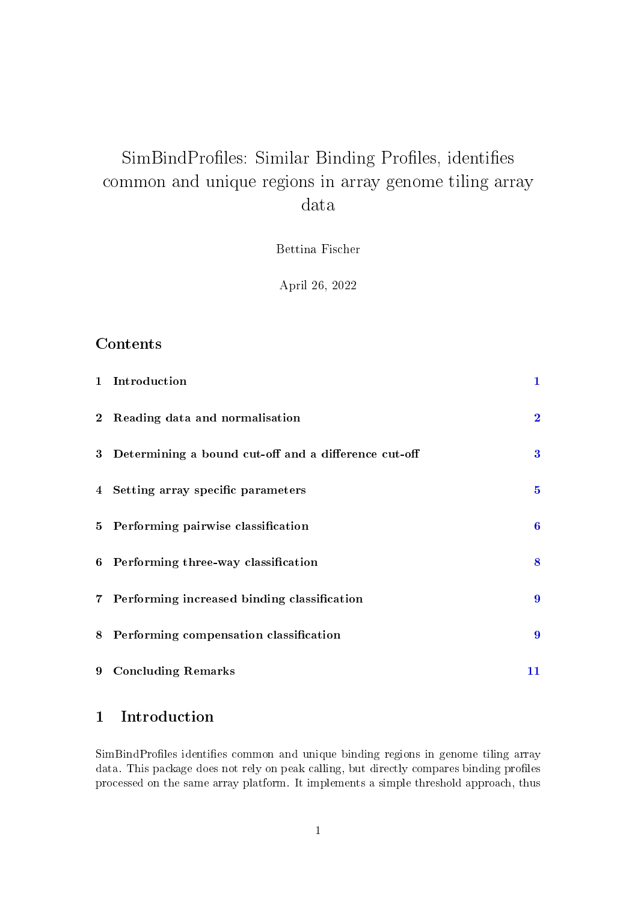# SimBindProfiles: Similar Binding Profiles, identifies common and unique regions in array genome tiling array data

Bettina Fischer

April 26, 2022

## Contents

| | | |
|---|---|---|
| 1 | Introduction | 1 |
| 2 | Reading data and normalisation | 2 |
| 3 | Determining a bound cut-off and a difference cut-off | 3 |
| 4 | Setting array specific parameters | 5 |
| 5 | Performing pairwise classification | 6 |
| 6 | Performing three-way classification | 8 |
| 7 | Performing increased binding classification | 9 |
| 8 | Performing compensation classification | 9 |
| 9 | Concluding Remarks | 11 |

## 1 Introduction

SimBindProfiles identifies common and unique binding regions in genome tiling array data. This package does not rely on peak calling, but directly compares binding profiles processed on the same array platform. It implements a simple threshold approach, thus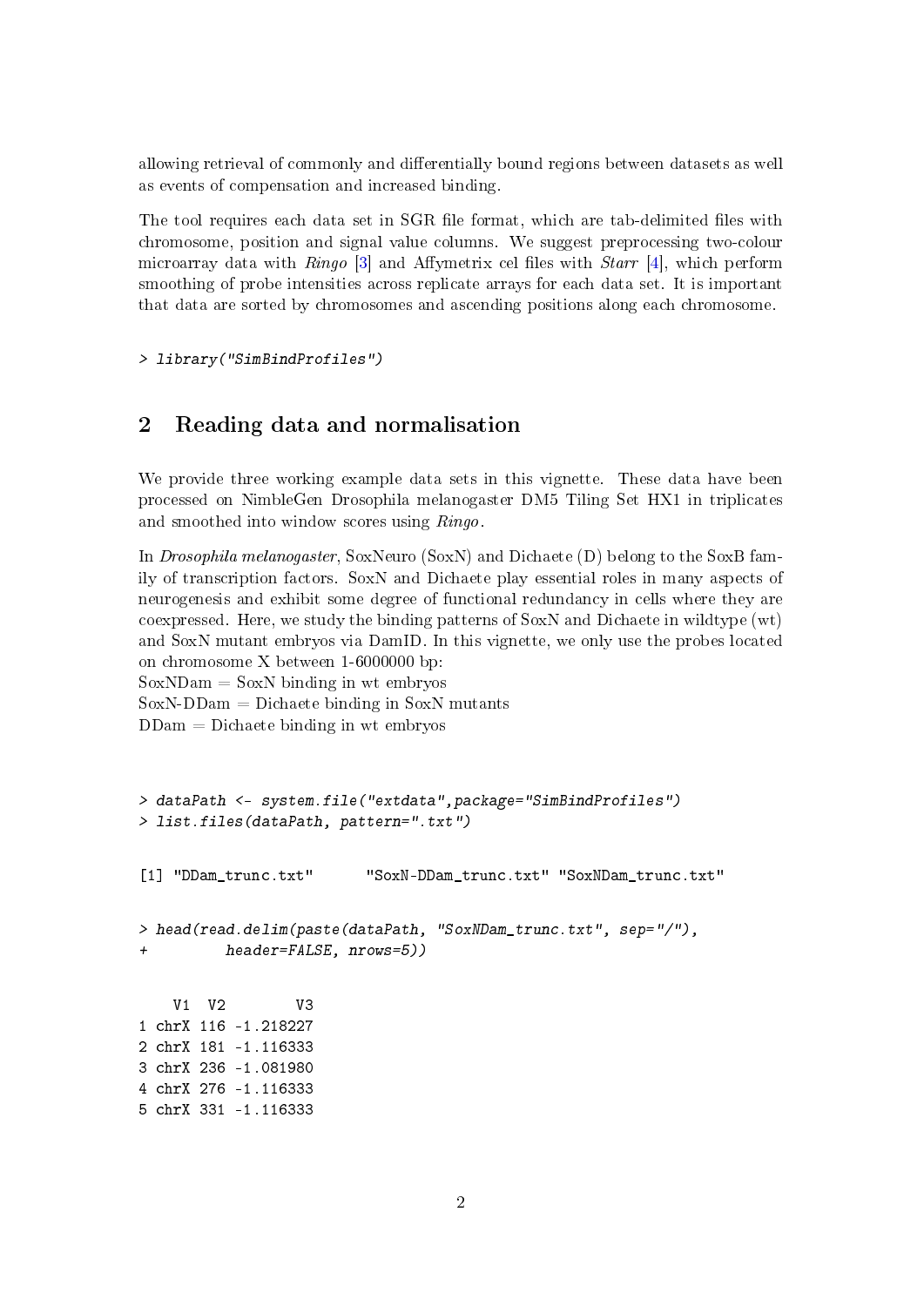allowing retrieval of commonly and differentially bound regions between datasets as well as events of compensation and increased binding.

The tool requires each data set in SGR file format, which are tab-delimited files with chromosome, position and signal value columns. We suggest preprocessing two-colour microarray data with *Ringo* [3] and Affymetrix cel files with *Starr* [4], which perform smoothing of probe intensities across replicate arrays for each data set. It is important that data are sorted by chromosomes and ascending positions along each chromosome.

```
> library("SimBindProfiles")
```

## 2 Reading data and normalisation

We provide three working example data sets in this vignette. These data have been processed on NimbleGen Drosophila melanogaster DM5 Tiling Set HX1 in triplicates and smoothed into window scores using *Ringo*.

In *Drosophila melanogaster*, SoxNeuro (SoxN) and Dichaete (D) belong to the SoxB family of transcription factors. SoxN and Dichaete play essential roles in many aspects of neurogenesis and exhibit some degree of functional redundancy in cells where they are coexpressed. Here, we study the binding patterns of SoxN and Dichaete in wildtype (wt) and SoxN mutant embryos via DamID. In this vignette, we only use the probes located on chromosome X between 1-6000000 bp:
SoxNDam = SoxN binding in wt embryos
SoxN-DDam = Dichaete binding in SoxN mutants
DDam = Dichaete binding in wt embryos

```
> dataPath <- system.file("extdata",package="SimBindProfiles")
> list.files(dataPath, pattern=".txt")

[1] "DDam_trunc.txt"      "SoxN-DDam_trunc.txt" "SoxNDam_trunc.txt"

> head(read.delim(paste(dataPath, "SoxNDam_trunc.txt", sep="/"),
+         header=FALSE, nrows=5))

    V1  V2        V3
1 chrX 116 -1.218227
2 chrX 181 -1.116333
3 chrX 236 -1.081980
4 chrX 276 -1.116333
5 chrX 331 -1.116333
```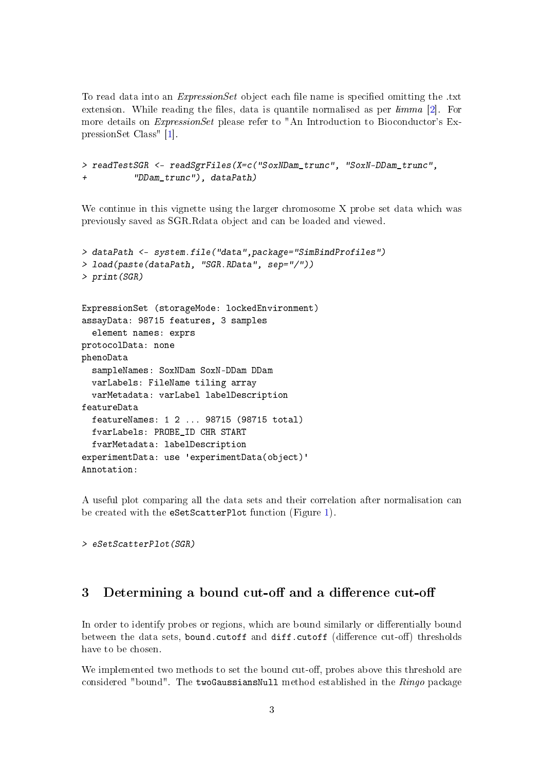To read data into an *ExpressionSet* object each file name is specified omitting the .txt extension. While reading the files, data is quantile normalised as per *limma* [2]. For more details on *ExpressionSet* please refer to "An Introduction to Bioconductor's ExpressionSet Class" [1].

```
> readTestSGR <- readSgrFiles(X=c("SoxNDam_trunc", "SoxN-DDam_trunc",
+         "DDam_trunc"), dataPath)
```

We continue in this vignette using the larger chromosome X probe set data which was previously saved as SGR.Rdata object and can be loaded and viewed.

```
> dataPath <- system.file("data",package="SimBindProfiles")
> load(paste(dataPath, "SGR.RData", sep="/"))
> print(SGR)
```

```
ExpressionSet (storageMode: lockedEnvironment)
assayData: 98715 features, 3 samples
  element names: exprs
protocolData: none
phenoData
  sampleNames: SoxNDam SoxN-DDam DDam
  varLabels: FileName tiling array
  varMetadata: varLabel labelDescription
featureData
  featureNames: 1 2 ... 98715 (98715 total)
  fvarLabels: PROBE_ID CHR START
  fvarMetadata: labelDescription
experimentData: use 'experimentData(object)'
Annotation:
```

A useful plot comparing all the data sets and their correlation after normalisation can be created with the `eSetScatterPlot` function (Figure 1).

```
> eSetScatterPlot(SGR)
```

## 3 Determining a bound cut-off and a difference cut-off

In order to identify probes or regions, which are bound similarly or differentially bound between the data sets, `bound.cutoff` and `diff.cutoff` (difference cut-off) thresholds have to be chosen.

We implemented two methods to set the bound cut-off, probes above this threshold are considered "bound". The `twoGaussiansNull` method established in the *Ringo* package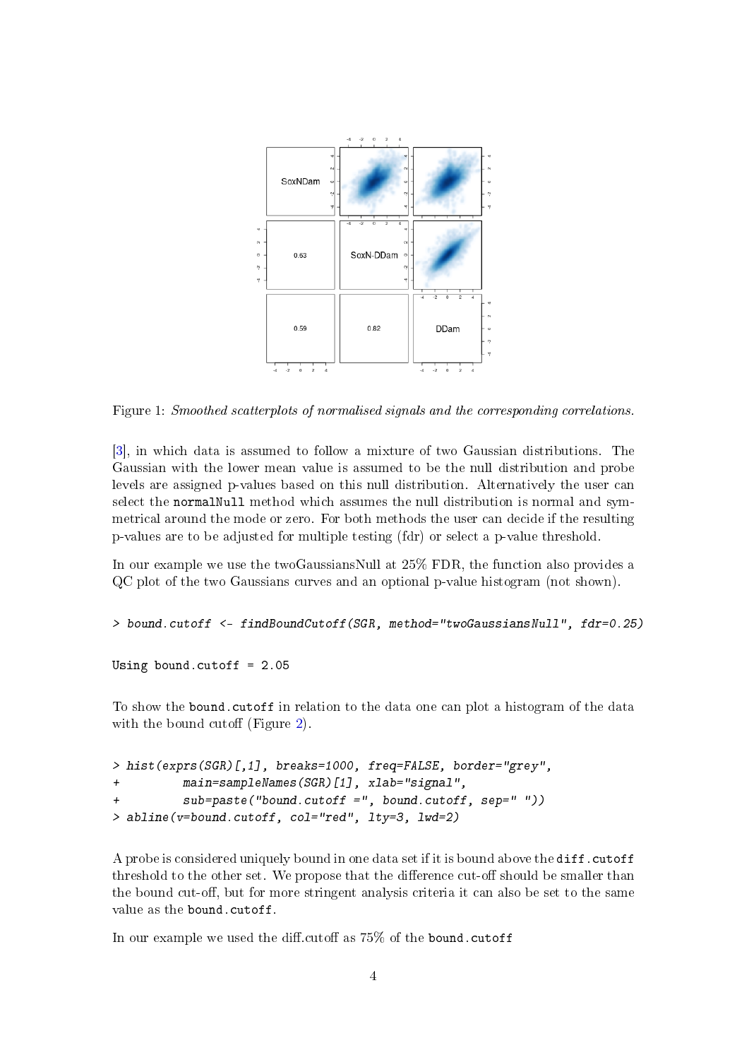Figure 1: *Smoothed scatterplots of normalised signals and the corresponding correlations.*

[3], in which data is assumed to follow a mixture of two Gaussian distributions. The Gaussian with the lower mean value is assumed to be the null distribution and probe levels are assigned p-values based on this null distribution. Alternatively the user can select the `normalNull` method which assumes the null distribution is normal and symmetrical around the mode or zero. For both methods the user can decide if the resulting p-values are to be adjusted for multiple testing (fdr) or select a p-value threshold.

In our example we use the twoGaussiansNull at 25% FDR, the function also provides a QC plot of the two Gaussians curves and an optional p-value histogram (not shown).

```
> bound.cutoff <- findBoundCutoff(SGR, method="twoGaussiansNull", fdr=0.25)

Using bound.cutoff = 2.05
```

To show the `bound.cutoff` in relation to the data one can plot a histogram of the data with the bound cutoff (Figure 2).

```
> hist(exprs(SGR)[,1], breaks=1000, freq=FALSE, border="grey",
+         main=sampleNames(SGR)[1], xlab="signal",
+         sub=paste("bound.cutoff =", bound.cutoff, sep=" "))
> abline(v=bound.cutoff, col="red", lty=3, lwd=2)
```

A probe is considered uniquely bound in one data set if it is bound above the `diff.cutoff` threshold to the other set. We propose that the difference cut-off should be smaller than the bound cut-off, but for more stringent analysis criteria it can also be set to the same value as the `bound.cutoff`.

In our example we used the diff.cutoff as 75% of the `bound.cutoff`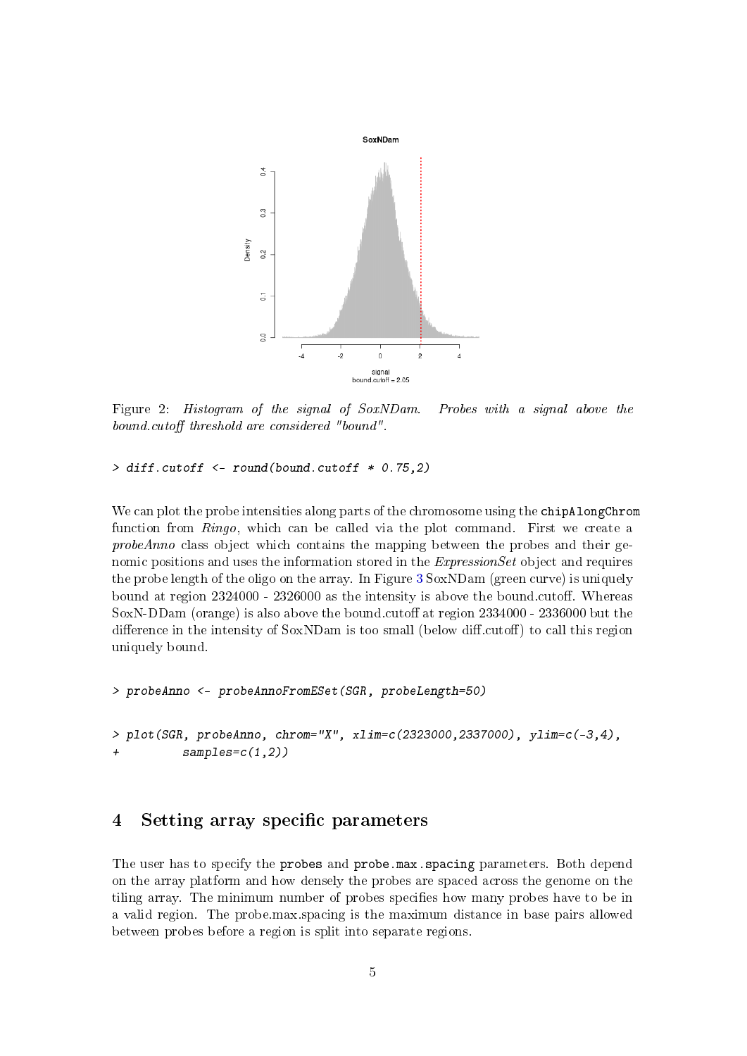Figure 2: *Histogram of the signal of SoxNDam. Probes with a signal above the bound.cutoff threshold are considered "bound".*

```
> diff.cutoff <- round(bound.cutoff * 0.75,2)
```

We can plot the probe intensities along parts of the chromosome using the `chipAlongChrom` function from *Ringo*, which can be called via the plot command. First we create a *probeAnno* class object which contains the mapping between the probes and their genomic positions and uses the information stored in the *ExpressionSet* object and requires the probe length of the oligo on the array. In Figure 3 SoxNDam (green curve) is uniquely bound at region 2324000 - 2326000 as the intensity is above the bound.cutoff. Whereas SoxN-DDam (orange) is also above the bound.cutoff at region 2334000 - 2336000 but the difference in the intensity of SoxNDam is too small (below diff.cutoff) to call this region uniquely bound.

```
> probeAnno <- probeAnnoFromESet(SGR, probeLength=50)
```

```
> plot(SGR, probeAnno, chrom="X", xlim=c(2323000,2337000), ylim=c(-3,4),
+          samples=c(1,2))
```

## 4 Setting array specific parameters

The user has to specify the `probes` and `probe.max.spacing` parameters. Both depend on the array platform and how densely the probes are spaced across the genome on the tiling array. The minimum number of probes specifies how many probes have to be in a valid region. The probe.max.spacing is the maximum distance in base pairs allowed between probes before a region is split into separate regions.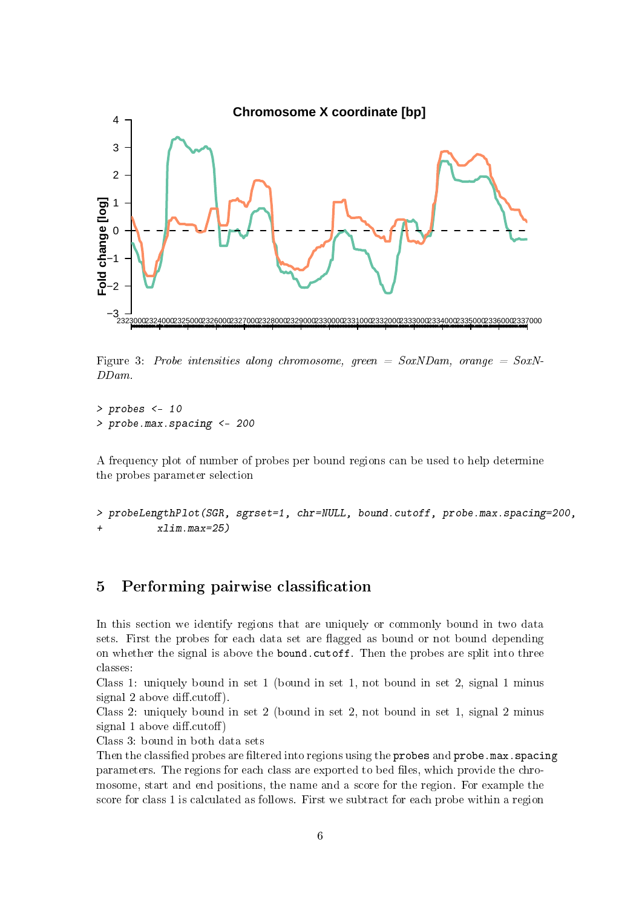Figure 3: *Probe intensities along chromosome, green = SoxNDam, orange = SoxN-DDam.*

```
> probes <- 10
> probe.max.spacing <- 200
```

A frequency plot of number of probes per bound regions can be used to help determine the probes parameter selection

```
> probeLengthPlot(SGR, sgrset=1, chr=NULL, bound.cutoff, probe.max.spacing=200,
+         xlim.max=25)
```

## 5 Performing pairwise classification

In this section we identify regions that are uniquely or commonly bound in two data sets. First the probes for each data set are flagged as bound or not bound depending on whether the signal is above the `bound.cutoff`. Then the probes are split into three classes:
Class 1: uniquely bound in set 1 (bound in set 1, not bound in set 2, signal 1 minus signal 2 above diff.cutoff).
Class 2: uniquely bound in set 2 (bound in set 2, not bound in set 1, signal 2 minus signal 1 above diff.cutoff)
Class 3: bound in both data sets
Then the classified probes are filtered into regions using the `probes` and `probe.max.spacing` parameters. The regions for each class are exported to bed files, which provide the chromosome, start and end positions, the name and a score for the region. For example the score for class 1 is calculated as follows. First we subtract for each probe within a region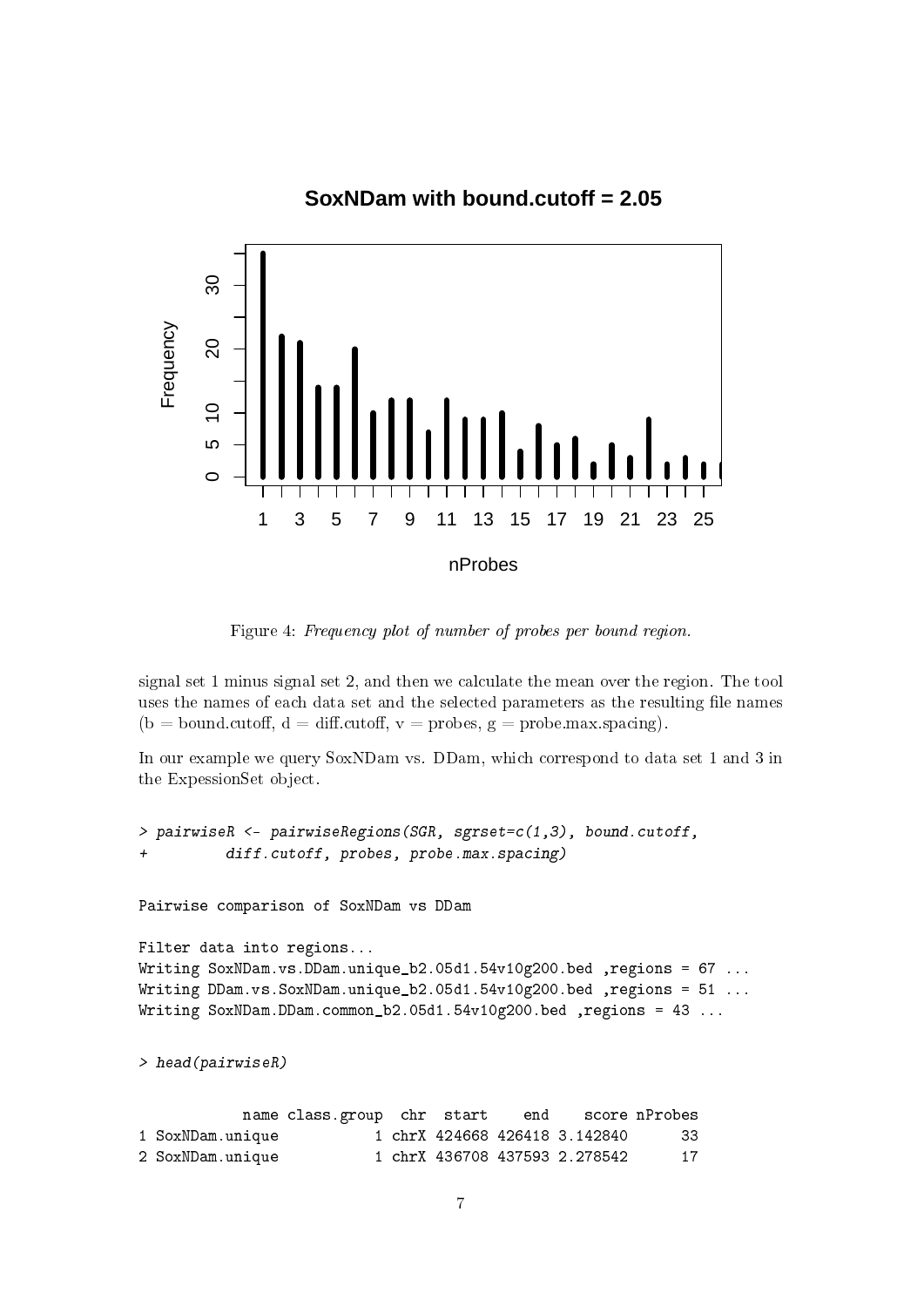Figure 4: *Frequency plot of number of probes per bound region.*

signal set 1 minus signal set 2, and then we calculate the mean over the region. The tool uses the names of each data set and the selected parameters as the resulting file names (b = bound.cutoff, d = diff.cutoff, v = probes, g = probe.max.spacing).

In our example we query SoxNDam vs. DDam, which correspond to data set 1 and 3 in the ExpessionSet object.

```
> pairwiseR <- pairwiseRegions(SGR, sgrset=c(1,3), bound.cutoff,
+         diff.cutoff, probes, probe.max.spacing)

Pairwise comparison of SoxNDam vs DDam

Filter data into regions...
Writing SoxNDam.vs.DDam.unique_b2.05d1.54v10g200.bed ,regions = 67 ...
Writing DDam.vs.SoxNDam.unique_b2.05d1.54v10g200.bed ,regions = 51 ...
Writing SoxNDam.DDam.common_b2.05d1.54v10g200.bed ,regions = 43 ...

> head(pairwiseR)

             name class.group  chr  start    end    score nProbes
1 SoxNDam.unique           1 chrX 424668 426418 3.142840      33
2 SoxNDam.unique           1 chrX 436708 437593 2.278542      17
```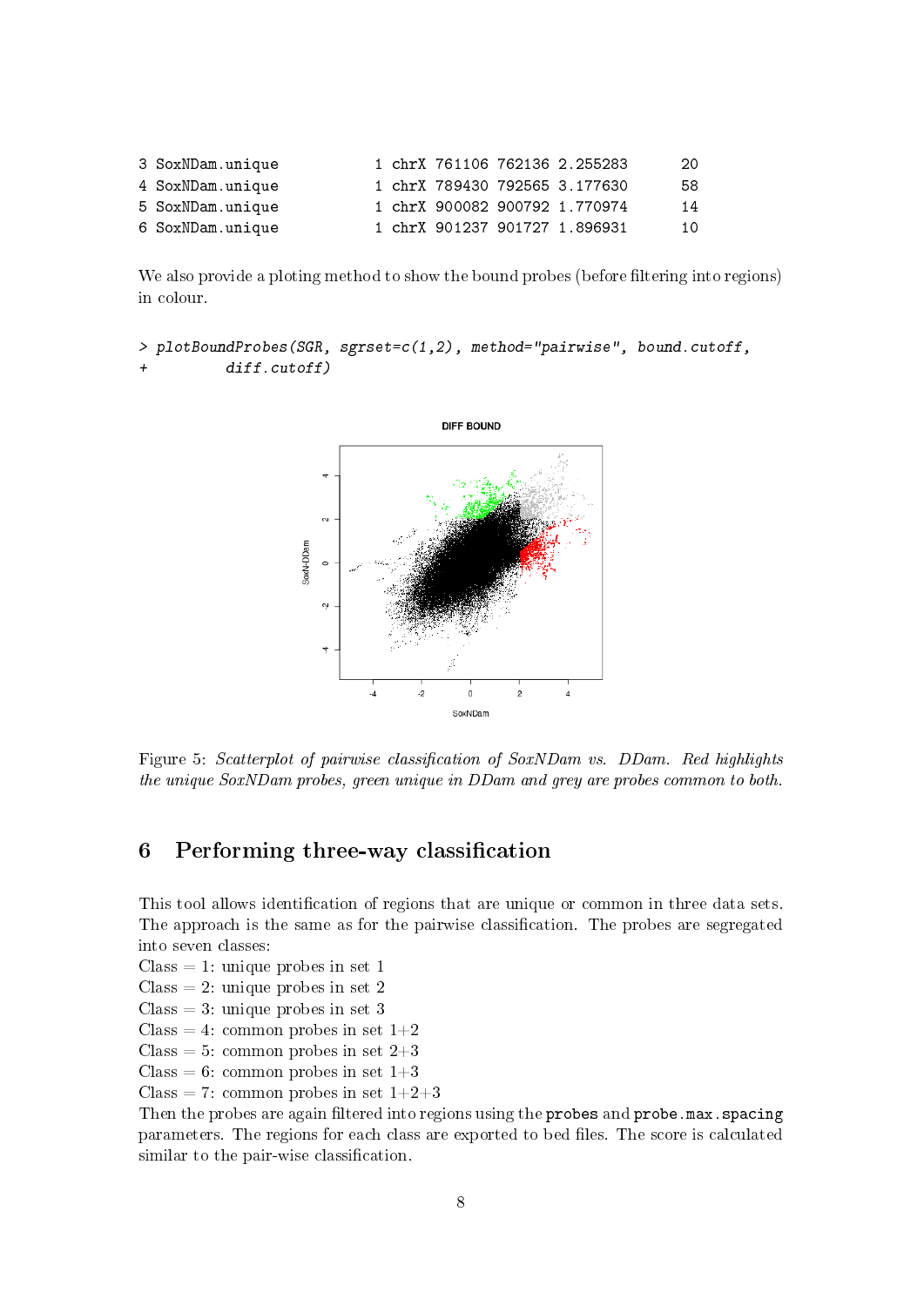```
3 SoxNDam.unique            1 chrX 761106 762136 2.255283      20
4 SoxNDam.unique            1 chrX 789430 792565 3.177630      58
5 SoxNDam.unique            1 chrX 900082 900792 1.770974      14
6 SoxNDam.unique            1 chrX 901237 901727 1.896931      10
```

We also provide a ploting method to show the bound probes (before filtering into regions) in colour.

```
> plotBoundProbes(SGR, sgrset=c(1,2), method="pairwise", bound.cutoff,
+         diff.cutoff)
```

Figure 5: *Scatterplot of pairwise classification of SoxNDam vs. DDam. Red highlights the unique SoxNDam probes, green unique in DDam and grey are probes common to both.*

## 6 Performing three-way classification

This tool allows identification of regions that are unique or common in three data sets. The approach is the same as for the pairwise classification. The probes are segregated into seven classes:
Class = 1: unique probes in set 1
Class = 2: unique probes in set 2
Class = 3: unique probes in set 3
Class = 4: common probes in set 1+2
Class = 5: common probes in set 2+3
Class = 6: common probes in set 1+3
Class = 7: common probes in set 1+2+3
Then the probes are again filtered into regions using the `probes` and `probe.max.spacing` parameters. The regions for each class are exported to bed files. The score is calculated similar to the pair-wise classification.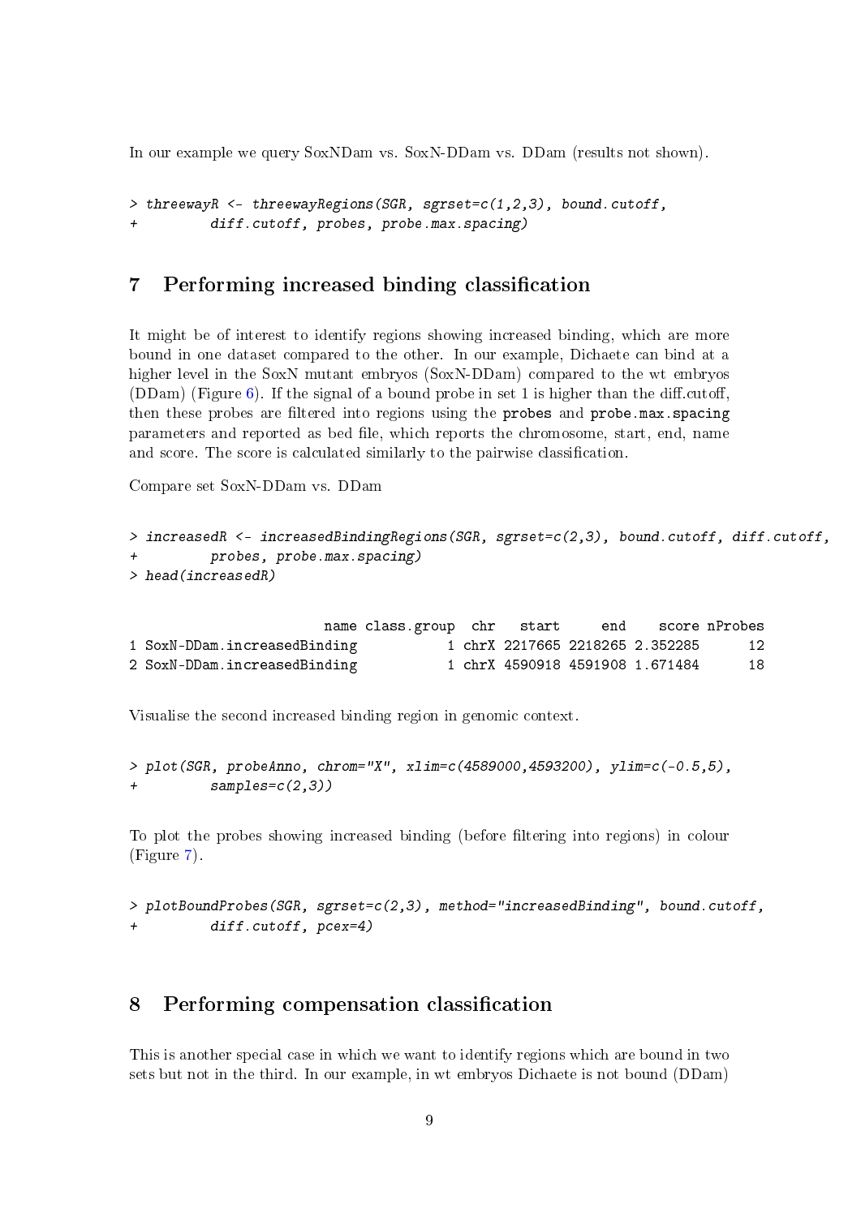In our example we query SoxNDam vs. SoxN-DDam vs. DDam (results not shown).

```
> threewayR <- threewayRegions(SGR, sgrset=c(1,2,3), bound.cutoff,
+         diff.cutoff, probes, probe.max.spacing)
```

## 7 Performing increased binding classification

It might be of interest to identify regions showing increased binding, which are more bound in one dataset compared to the other. In our example, Dichaete can bind at a higher level in the SoxN mutant embryos (SoxN-DDam) compared to the wt embryos (DDam) (Figure 6). If the signal of a bound probe in set 1 is higher than the diff.cutoff, then these probes are filtered into regions using the probes and probe.max.spacing parameters and reported as bed file, which reports the chromosome, start, end, name and score. The score is calculated similarly to the pairwise classification.

Compare set SoxN-DDam vs. DDam

```
> increasedR <- increasedBindingRegions(SGR, sgrset=c(2,3), bound.cutoff, diff.cutoff,
+         probes, probe.max.spacing)
> head(increasedR)
```

```
                        name class.group  chr   start     end    score nProbes
1 SoxN-DDam.increasedBinding           1 chrX 2217665 2218265 2.352285      12
2 SoxN-DDam.increasedBinding           1 chrX 4590918 4591908 1.671484      18
```

Visualise the second increased binding region in genomic context.

```
> plot(SGR, probeAnno, chrom="X", xlim=c(4589000,4593200), ylim=c(-0.5,5),
+         samples=c(2,3))
```

To plot the probes showing increased binding (before filtering into regions) in colour (Figure 7).

```
> plotBoundProbes(SGR, sgrset=c(2,3), method="increasedBinding", bound.cutoff,
+         diff.cutoff, pcex=4)
```

## 8 Performing compensation classification

This is another special case in which we want to identify regions which are bound in two sets but not in the third. In our example, in wt embryos Dichaete is not bound (DDam)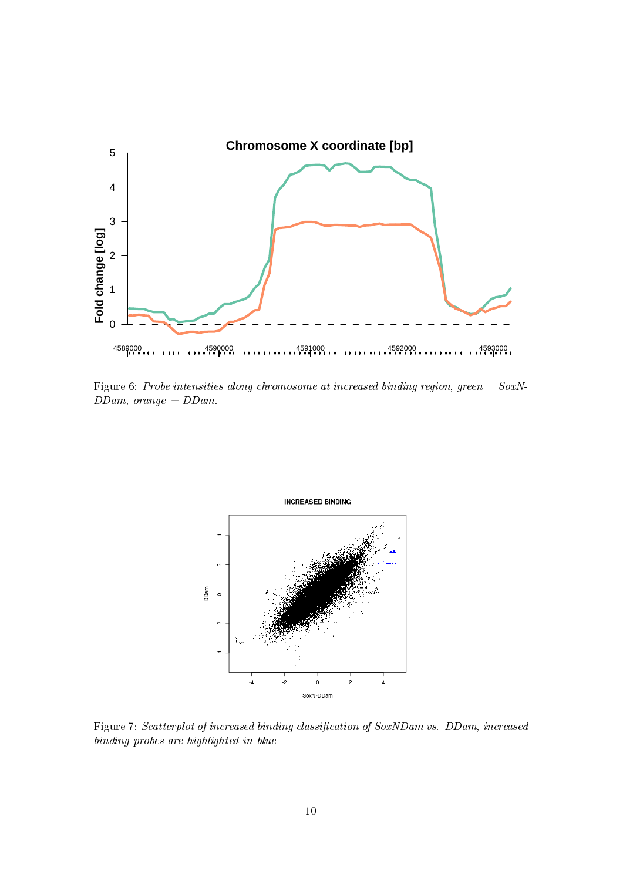Figure 6: *Probe intensities along chromosome at increased binding region, green = SoxN-DDam, orange = DDam.*

Figure 7: *Scatterplot of increased binding classification of SoxNDam vs. DDam, increased binding probes are highlighted in blue*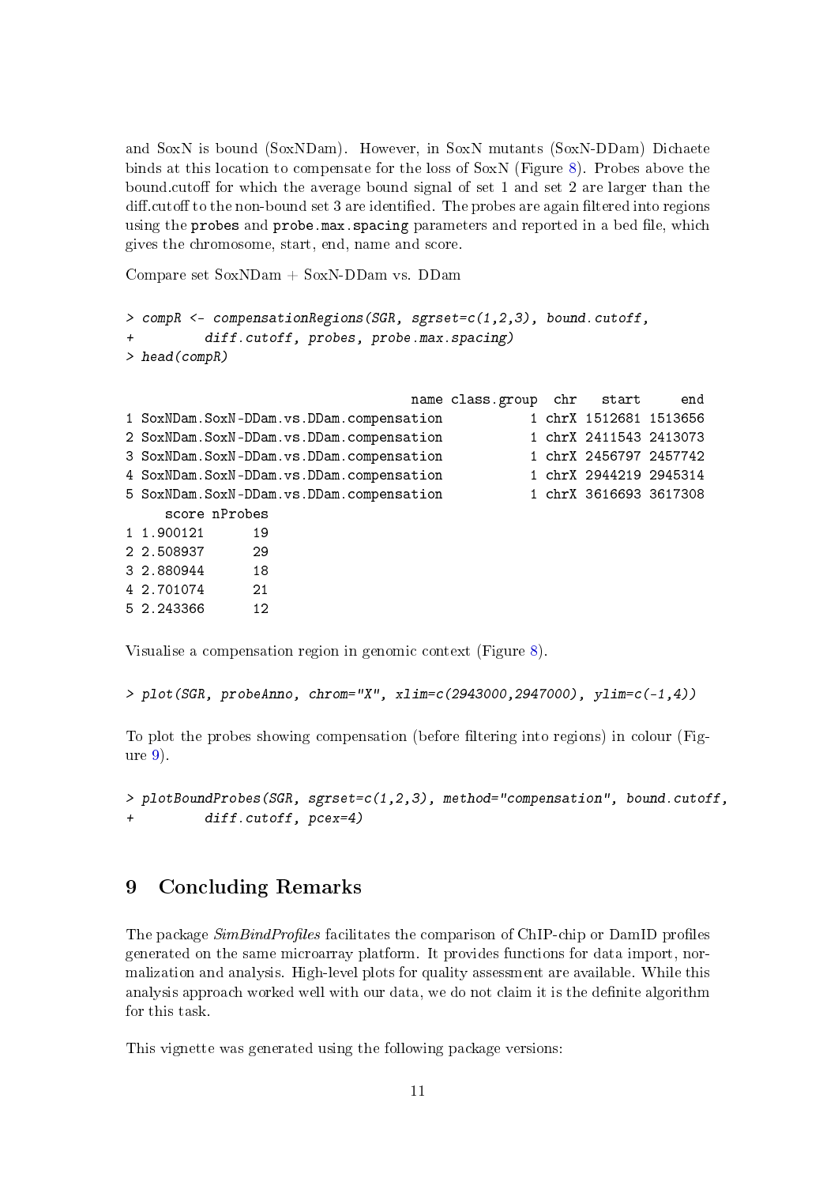and SoxN is bound (SoxNDam). However, in SoxN mutants (SoxN-DDam) Dichaete binds at this location to compensate for the loss of SoxN (Figure 8). Probes above the bound.cutoff for which the average bound signal of set 1 and set 2 are larger than the diff.cutoff to the non-bound set 3 are identified. The probes are again filtered into regions using the `probes` and `probe.max.spacing` parameters and reported in a bed file, which gives the chromosome, start, end, name and score.

Compare set SoxNDam + SoxN-DDam vs. DDam

```
> compR <- compensationRegions(SGR, sgrset=c(1,2,3), bound.cutoff,
+         diff.cutoff, probes, probe.max.spacing)
> head(compR)

                                   name class.group  chr   start     end
1 SoxNDam.SoxN-DDam.vs.DDam.compensation           1 chrX 1512681 1513656
2 SoxNDam.SoxN-DDam.vs.DDam.compensation           1 chrX 2411543 2413073
3 SoxNDam.SoxN-DDam.vs.DDam.compensation           1 chrX 2456797 2457742
4 SoxNDam.SoxN-DDam.vs.DDam.compensation           1 chrX 2944219 2945314
5 SoxNDam.SoxN-DDam.vs.DDam.compensation           1 chrX 3616693 3617308
     score nProbes
1 1.900121      19
2 2.508937      29
3 2.880944      18
4 2.701074      21
5 2.243366      12
```

Visualise a compensation region in genomic context (Figure 8).

```
> plot(SGR, probeAnno, chrom="X", xlim=c(2943000,2947000), ylim=c(-1,4))
```

To plot the probes showing compensation (before filtering into regions) in colour (Figure 9).

```
> plotBoundProbes(SGR, sgrset=c(1,2,3), method="compensation", bound.cutoff,
+         diff.cutoff, pcex=4)
```

# 9 Concluding Remarks

The package *SimBindProfiles* facilitates the comparison of ChIP-chip or DamID profiles generated on the same microarray platform. It provides functions for data import, normalization and analysis. High-level plots for quality assessment are available. While this analysis approach worked well with our data, we do not claim it is the definite algorithm for this task.

This vignette was generated using the following package versions: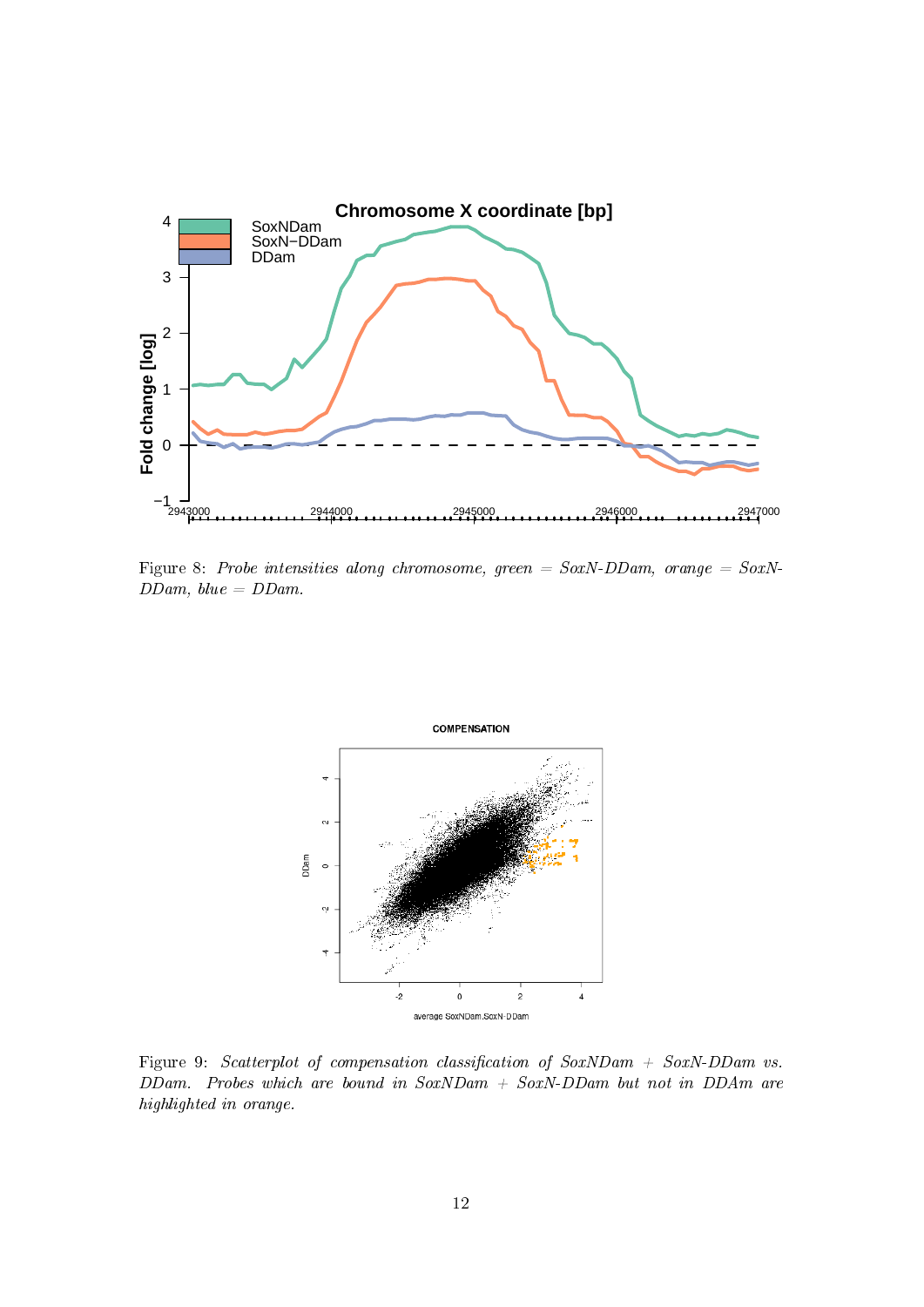Figure 8: *Probe intensities along chromosome, green = SoxN-DDam, orange = SoxN-DDam, blue = DDam.*

Figure 9: *Scatterplot of compensation classification of SoxNDam + SoxN-DDam vs. DDam. Probes which are bound in SoxNDam + SoxN-DDam but not in DDAm are highlighted in orange.*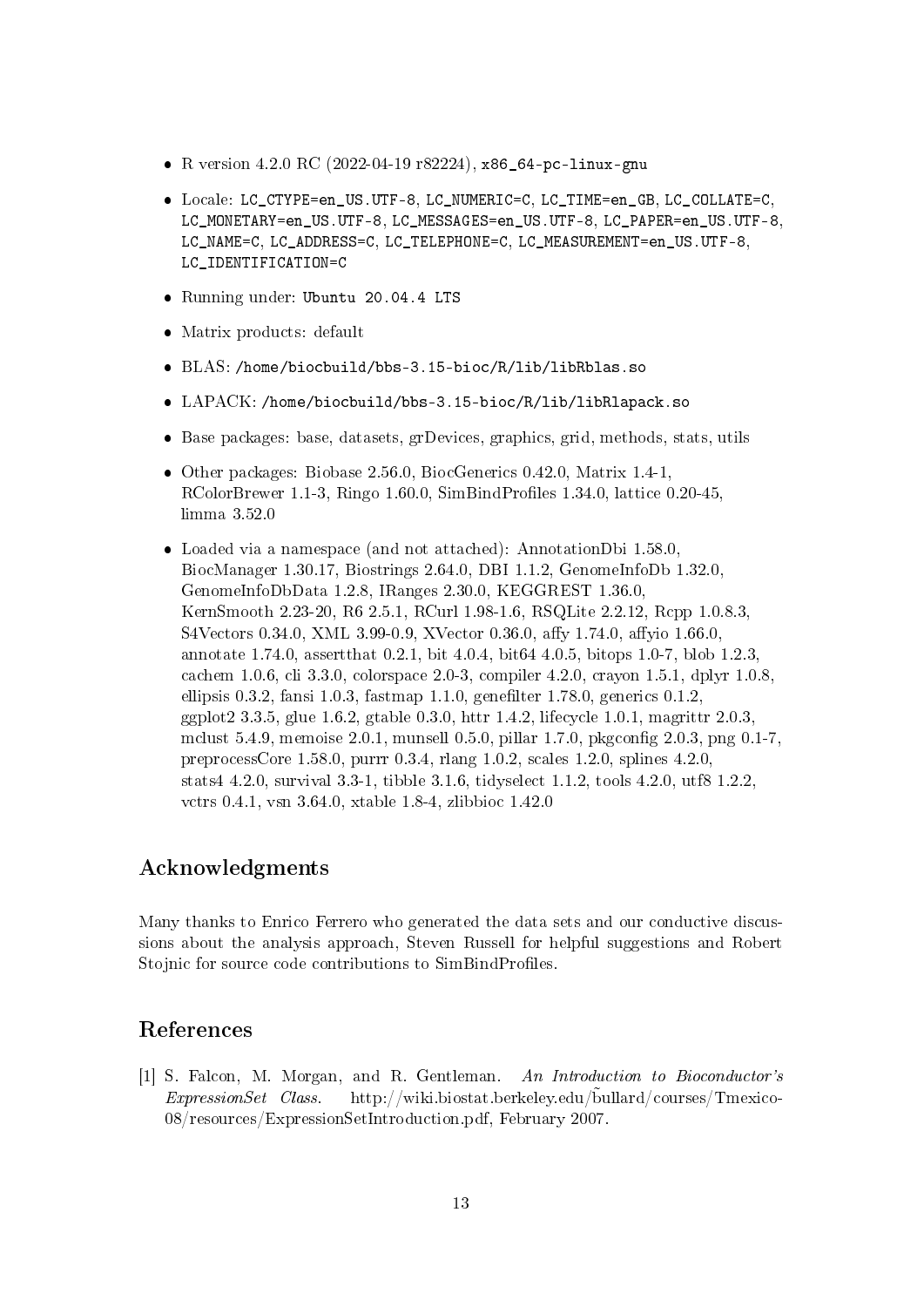- R version 4.2.0 RC (2022-04-19 r82224), `x86_64-pc-linux-gnu`
- Locale: `LC_CTYPE=en_US.UTF-8`, `LC_NUMERIC=C`, `LC_TIME=en_GB`, `LC_COLLATE=C`, `LC_MONETARY=en_US.UTF-8`, `LC_MESSAGES=en_US.UTF-8`, `LC_PAPER=en_US.UTF-8`, `LC_NAME=C`, `LC_ADDRESS=C`, `LC_TELEPHONE=C`, `LC_MEASUREMENT=en_US.UTF-8`, `LC_IDENTIFICATION=C`
- Running under: `Ubuntu 20.04.4 LTS`
- Matrix products: default
- BLAS: `/home/biocbuild/bbs-3.15-bioc/R/lib/libRblas.so`
- LAPACK: `/home/biocbuild/bbs-3.15-bioc/R/lib/libRlapack.so`
- Base packages: base, datasets, grDevices, graphics, grid, methods, stats, utils
- Other packages: Biobase 2.56.0, BiocGenerics 0.42.0, Matrix 1.4-1, RColorBrewer 1.1-3, Ringo 1.60.0, SimBindProfiles 1.34.0, lattice 0.20-45, limma 3.52.0
- Loaded via a namespace (and not attached): AnnotationDbi 1.58.0, BiocManager 1.30.17, Biostrings 2.64.0, DBI 1.1.2, GenomeInfoDb 1.32.0, GenomeInfoDbData 1.2.8, IRanges 2.30.0, KEGGREST 1.36.0, KernSmooth 2.23-20, R6 2.5.1, RCurl 1.98-1.6, RSQLite 2.2.12, Rcpp 1.0.8.3, S4Vectors 0.34.0, XML 3.99-0.9, XVector 0.36.0, affy 1.74.0, affyio 1.66.0, annotate 1.74.0, assertthat 0.2.1, bit 4.0.4, bit64 4.0.5, bitops 1.0-7, blob 1.2.3, cachem 1.0.6, cli 3.3.0, colorspace 2.0-3, compiler 4.2.0, crayon 1.5.1, dplyr 1.0.8, ellipsis 0.3.2, fansi 1.0.3, fastmap 1.1.0, genefilter 1.78.0, generics 0.1.2, ggplot2 3.3.5, glue 1.6.2, gtable 0.3.0, httr 1.4.2, lifecycle 1.0.1, magrittr 2.0.3, mclust 5.4.9, memoise 2.0.1, munsell 0.5.0, pillar 1.7.0, pkgconfig 2.0.3, png 0.1-7, preprocessCore 1.58.0, purrr 0.3.4, rlang 1.0.2, scales 1.2.0, splines 4.2.0, stats4 4.2.0, survival 3.3-1, tibble 3.1.6, tidyselect 1.1.2, tools 4.2.0, utf8 1.2.2, vctrs 0.4.1, vsn 3.64.0, xtable 1.8-4, zlibbioc 1.42.0

## Acknowledgments

Many thanks to Enrico Ferrero who generated the data sets and our conductive discussions about the analysis approach, Steven Russell for helpful suggestions and Robert Stojnic for source code contributions to SimBindProfiles.

## References

[1] S. Falcon, M. Morgan, and R. Gentleman. *An Introduction to Bioconductor's ExpressionSet Class.* http://wiki.biostat.berkeley.edu/~bullard/courses/Tmexico-08/resources/ExpressionSetIntroduction.pdf, February 2007.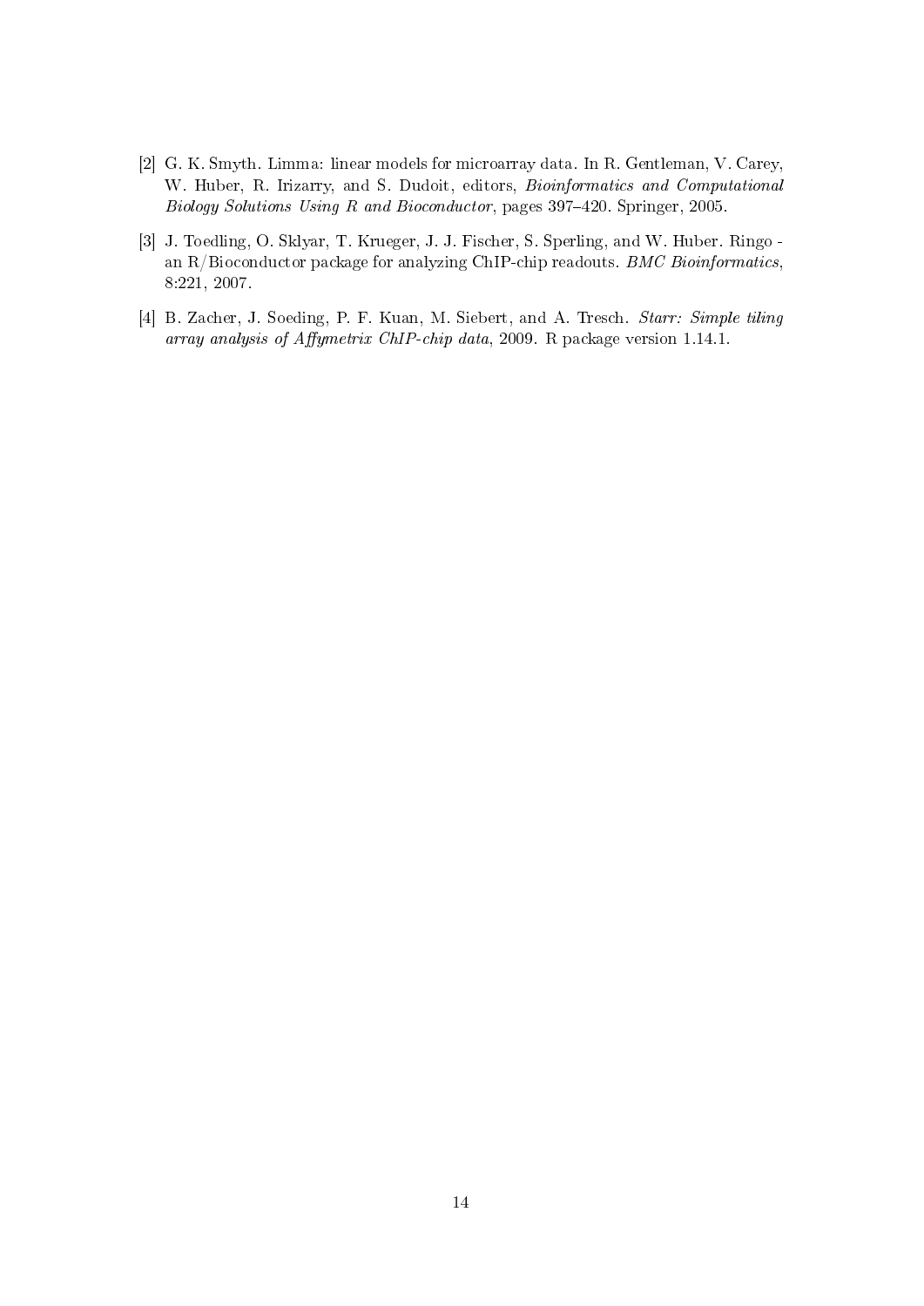[2] G. K. Smyth. Limma: linear models for microarray data. In R. Gentleman, V. Carey, W. Huber, R. Irizarry, and S. Dudoit, editors, *Bioinformatics and Computational Biology Solutions Using R and Bioconductor*, pages 397–420. Springer, 2005.

[3] J. Toedling, O. Sklyar, T. Krueger, J. J. Fischer, S. Sperling, and W. Huber. Ringo - an R/Bioconductor package for analyzing ChIP-chip readouts. *BMC Bioinformatics*, 8:221, 2007.

[4] B. Zacher, J. Soeding, P. F. Kuan, M. Siebert, and A. Tresch. *Starr: Simple tiling array analysis of Affymetrix ChIP-chip data*, 2009. R package version 1.14.1.